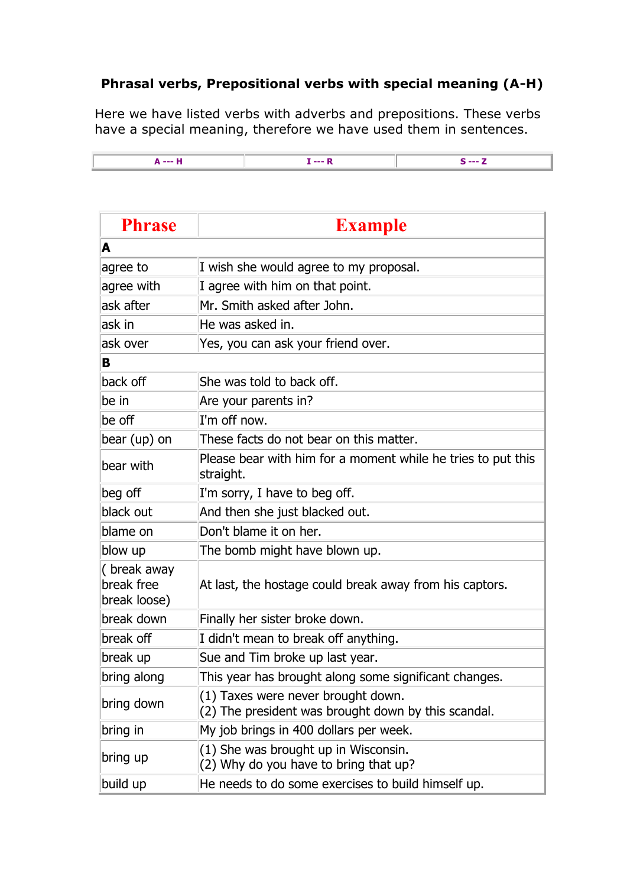### Phrasal verbs, Prepositional verbs with special meaning (A-H)

Here we have listed verbs with adverbs and prepositions. These verbs have a special meaning, therefore we have used them in sentences.

| A --- H | I --- R | S --- Z |
|---|---|---|

| Phrase | Example |
|---|---|
| **A** | |
| agree to | I wish she would agree to my proposal. |
| agree with | I agree with him on that point. |
| ask after | Mr. Smith asked after John. |
| ask in | He was asked in. |
| ask over | Yes, you can ask your friend over. |
| **B** | |
| back off | She was told to back off. |
| be in | Are your parents in? |
| be off | I'm off now. |
| bear (up) on | These facts do not bear on this matter. |
| bear with | Please bear with him for a moment while he tries to put this straight. |
| beg off | I'm sorry, I have to beg off. |
| black out | And then she just blacked out. |
| blame on | Don't blame it on her. |
| blow up | The bomb might have blown up. |
| ( break away break free break loose) | At last, the hostage could break away from his captors. |
| break down | Finally her sister broke down. |
| break off | I didn't mean to break off anything. |
| break up | Sue and Tim broke up last year. |
| bring along | This year has brought along some significant changes. |
| bring down | (1) Taxes were never brought down.<br>(2) The president was brought down by this scandal. |
| bring in | My job brings in 400 dollars per week. |
| bring up | (1) She was brought up in Wisconsin.<br>(2) Why do you have to bring that up? |
| build up | He needs to do some exercises to build himself up. |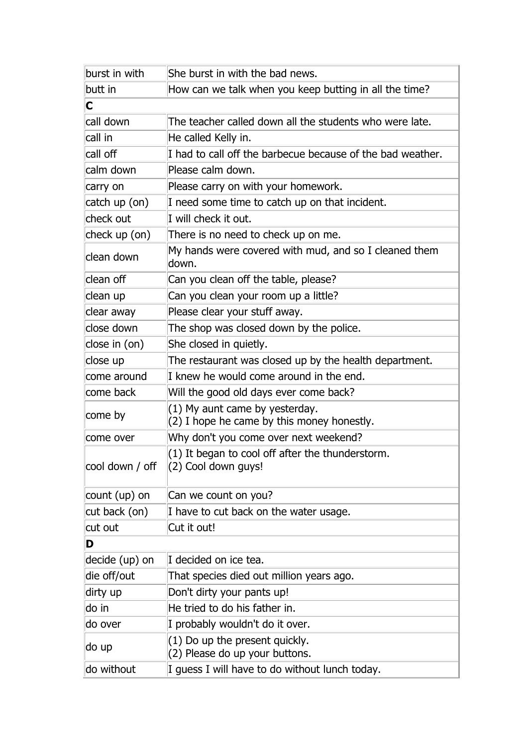| | |
|---|---|
| burst in with | She burst in with the bad news. |
| butt in | How can we talk when you keep butting in all the time? |
| **C** | |
| call down | The teacher called down all the students who were late. |
| call in | He called Kelly in. |
| call off | I had to call off the barbecue because of the bad weather. |
| calm down | Please calm down. |
| carry on | Please carry on with your homework. |
| catch up (on) | I need some time to catch up on that incident. |
| check out | I will check it out. |
| check up (on) | There is no need to check up on me. |
| clean down | My hands were covered with mud, and so I cleaned them down. |
| clean off | Can you clean off the table, please? |
| clean up | Can you clean your room up a little? |
| clear away | Please clear your stuff away. |
| close down | The shop was closed down by the police. |
| close in (on) | She closed in quietly. |
| close up | The restaurant was closed up by the health department. |
| come around | I knew he would come around in the end. |
| come back | Will the good old days ever come back? |
| come by | (1) My aunt came by yesterday.<br>(2) I hope he came by this money honestly. |
| come over | Why don't you come over next weekend? |
| cool down / off | (1) It began to cool off after the thunderstorm.<br>(2) Cool down guys! |
| count (up) on | Can we count on you? |
| cut back (on) | I have to cut back on the water usage. |
| cut out | Cut it out! |
| **D** | |
| decide (up) on | I decided on ice tea. |
| die off/out | That species died out million years ago. |
| dirty up | Don't dirty your pants up! |
| do in | He tried to do his father in. |
| do over | I probably wouldn't do it over. |
| do up | (1) Do up the present quickly.<br>(2) Please do up your buttons. |
| do without | I guess I will have to do without lunch today. |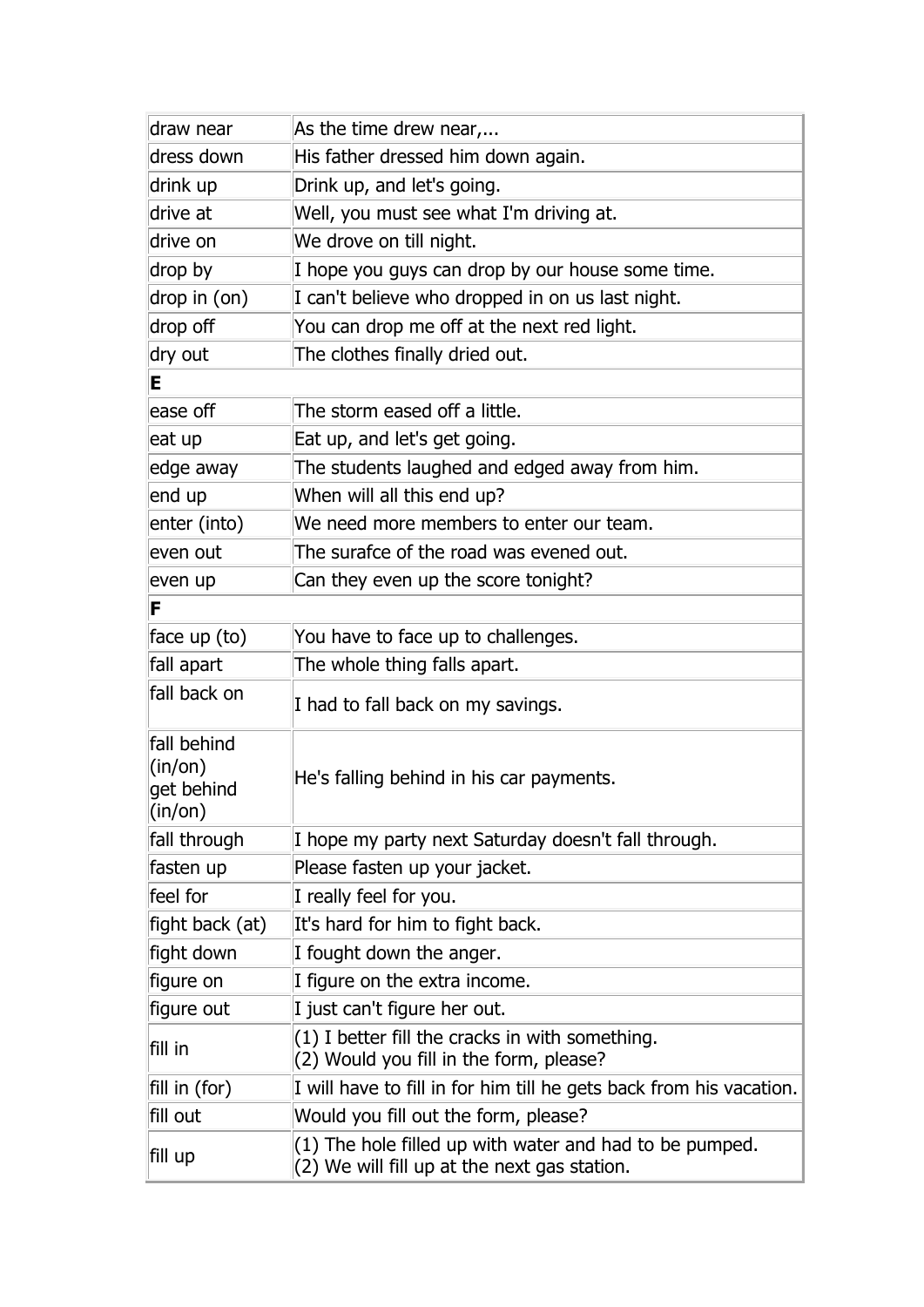| | |
|---|---|
| draw near | As the time drew near,... |
| dress down | His father dressed him down again. |
| drink up | Drink up, and let's going. |
| drive at | Well, you must see what I'm driving at. |
| drive on | We drove on till night. |
| drop by | I hope you guys can drop by our house some time. |
| drop in (on) | I can't believe who dropped in on us last night. |
| drop off | You can drop me off at the next red light. |
| dry out | The clothes finally dried out. |
| **E** | |
| ease off | The storm eased off a little. |
| eat up | Eat up, and let's get going. |
| edge away | The students laughed and edged away from him. |
| end up | When will all this end up? |
| enter (into) | We need more members to enter our team. |
| even out | The surafce of the road was evened out. |
| even up | Can they even up the score tonight? |
| **F** | |
| face up (to) | You have to face up to challenges. |
| fall apart | The whole thing falls apart. |
| fall back on | I had to fall back on my savings. |
| fall behind (in/on) get behind (in/on) | He's falling behind in his car payments. |
| fall through | I hope my party next Saturday doesn't fall through. |
| fasten up | Please fasten up your jacket. |
| feel for | I really feel for you. |
| fight back (at) | It's hard for him to fight back. |
| fight down | I fought down the anger. |
| figure on | I figure on the extra income. |
| figure out | I just can't figure her out. |
| fill in | (1) I better fill the cracks in with something. (2) Would you fill in the form, please? |
| fill in (for) | I will have to fill in for him till he gets back from his vacation. |
| fill out | Would you fill out the form, please? |
| fill up | (1) The hole filled up with water and had to be pumped. (2) We will fill up at the next gas station. |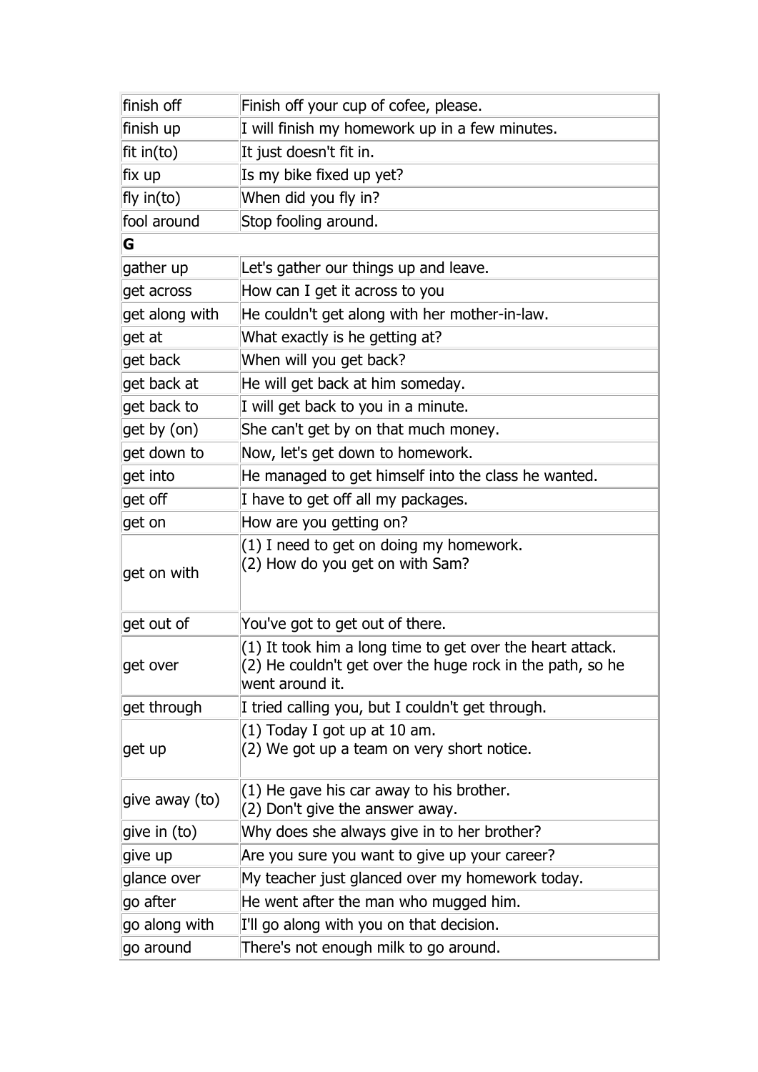| | |
|---|---|
| finish off | Finish off your cup of cofee, please. |
| finish up | I will finish my homework up in a few minutes. |
| fit in(to) | It just doesn't fit in. |
| fix up | Is my bike fixed up yet? |
| fly in(to) | When did you fly in? |
| fool around | Stop fooling around. |
| **G** | |
| gather up | Let's gather our things up and leave. |
| get across | How can I get it across to you |
| get along with | He couldn't get along with her mother-in-law. |
| get at | What exactly is he getting at? |
| get back | When will you get back? |
| get back at | He will get back at him someday. |
| get back to | I will get back to you in a minute. |
| get by (on) | She can't get by on that much money. |
| get down to | Now, let's get down to homework. |
| get into | He managed to get himself into the class he wanted. |
| get off | I have to get off all my packages. |
| get on | How are you getting on? |
| get on with | (1) I need to get on doing my homework.<br>(2) How do you get on with Sam? |
| get out of | You've got to get out of there. |
| get over | (1) It took him a long time to get over the heart attack.<br>(2) He couldn't get over the huge rock in the path, so he went around it. |
| get through | I tried calling you, but I couldn't get through. |
| get up | (1) Today I got up at 10 am.<br>(2) We got up a team on very short notice. |
| give away (to) | (1) He gave his car away to his brother.<br>(2) Don't give the answer away. |
| give in (to) | Why does she always give in to her brother? |
| give up | Are you sure you want to give up your career? |
| glance over | My teacher just glanced over my homework today. |
| go after | He went after the man who mugged him. |
| go along with | I'll go along with you on that decision. |
| go around | There's not enough milk to go around. |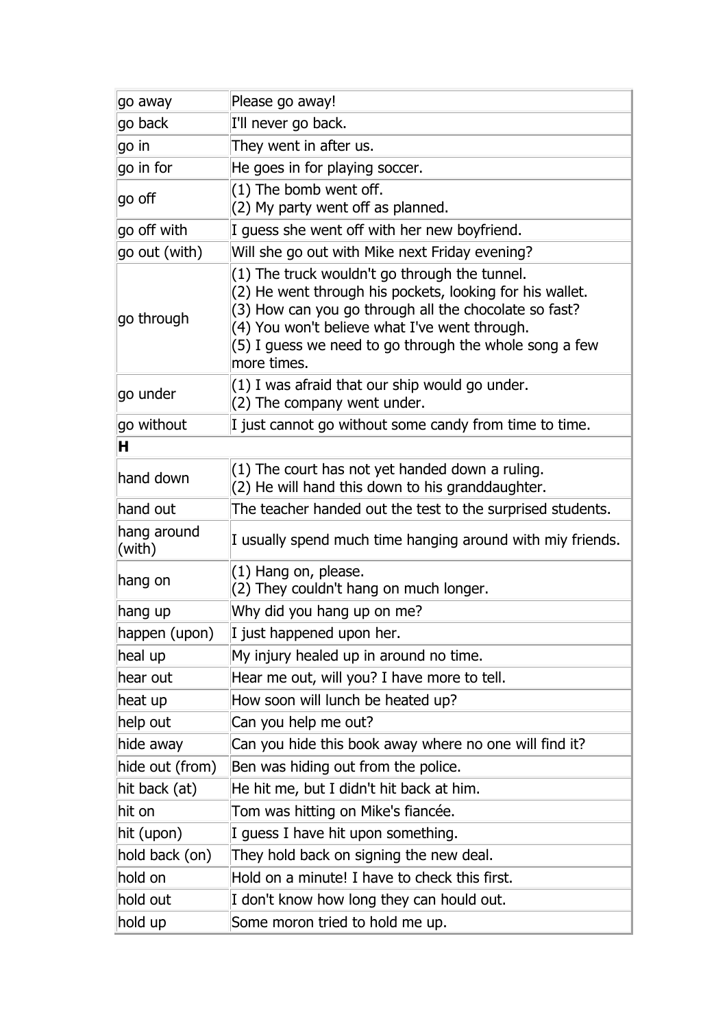| | |
|---|---|
| go away | Please go away! |
| go back | I'll never go back. |
| go in | They went in after us. |
| go in for | He goes in for playing soccer. |
| go off | (1) The bomb went off.<br>(2) My party went off as planned. |
| go off with | I guess she went off with her new boyfriend. |
| go out (with) | Will she go out with Mike next Friday evening? |
| go through | (1) The truck wouldn't go through the tunnel.<br>(2) He went through his pockets, looking for his wallet.<br>(3) How can you go through all the chocolate so fast?<br>(4) You won't believe what I've went through.<br>(5) I guess we need to go through the whole song a few more times. |
| go under | (1) I was afraid that our ship would go under.<br>(2) The company went under. |
| go without | I just cannot go without some candy from time to time. |
| **H** | |
| hand down | (1) The court has not yet handed down a ruling.<br>(2) He will hand this down to his granddaughter. |
| hand out | The teacher handed out the test to the surprised students. |
| hang around (with) | I usually spend much time hanging around with miy friends. |
| hang on | (1) Hang on, please.<br>(2) They couldn't hang on much longer. |
| hang up | Why did you hang up on me? |
| happen (upon) | I just happened upon her. |
| heal up | My injury healed up in around no time. |
| hear out | Hear me out, will you? I have more to tell. |
| heat up | How soon will lunch be heated up? |
| help out | Can you help me out? |
| hide away | Can you hide this book away where no one will find it? |
| hide out (from) | Ben was hiding out from the police. |
| hit back (at) | He hit me, but I didn't hit back at him. |
| hit on | Tom was hitting on Mike's fiancée. |
| hit (upon) | I guess I have hit upon something. |
| hold back (on) | They hold back on signing the new deal. |
| hold on | Hold on a minute! I have to check this first. |
| hold out | I don't know how long they can hould out. |
| hold up | Some moron tried to hold me up. |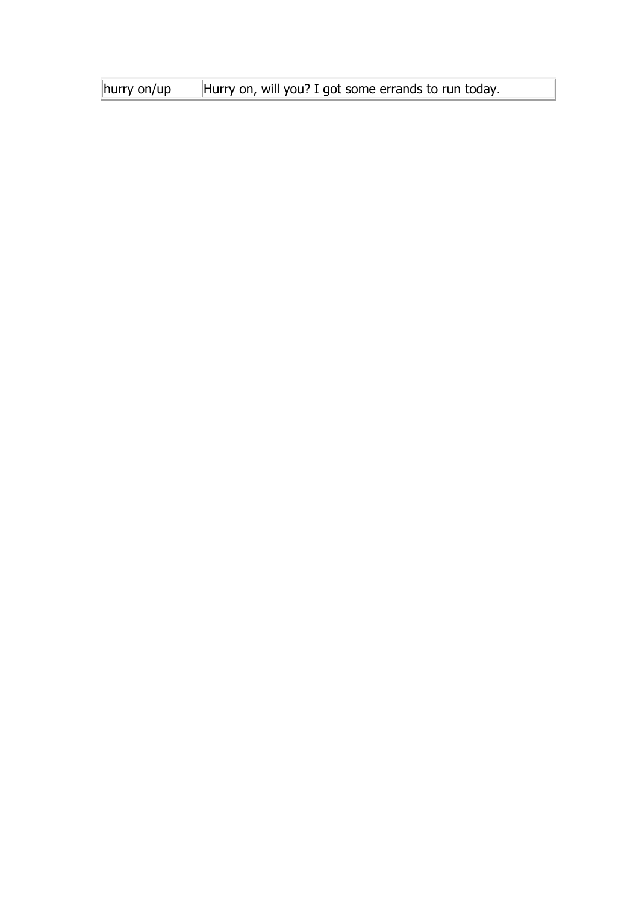| | |
|---|---|
| hurry on/up | Hurry on, will you? I got some errands to run today. |